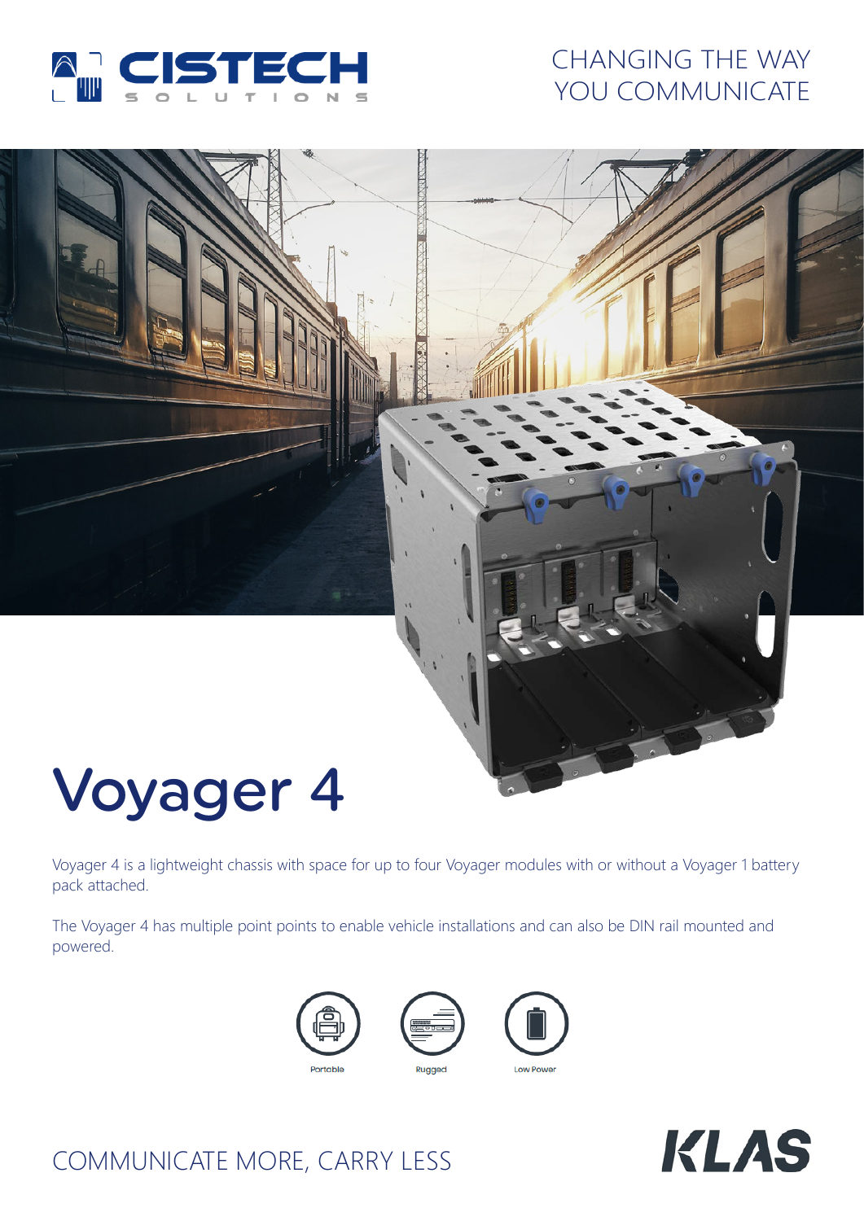CHANGING THE WAY YOU COMMUNICATE

# Voyager 4

Voyager 4 is a lightweight chassis with space for up to four Voyager modules with or without a Voyager 1 battery pack attached.

The Voyager 4 has multiple point points to enable vehicle installations and can also be DIN rail mounted and powered.

Portable

Rugged

Low Power

COMMUNICATE MORE, CARRY LESS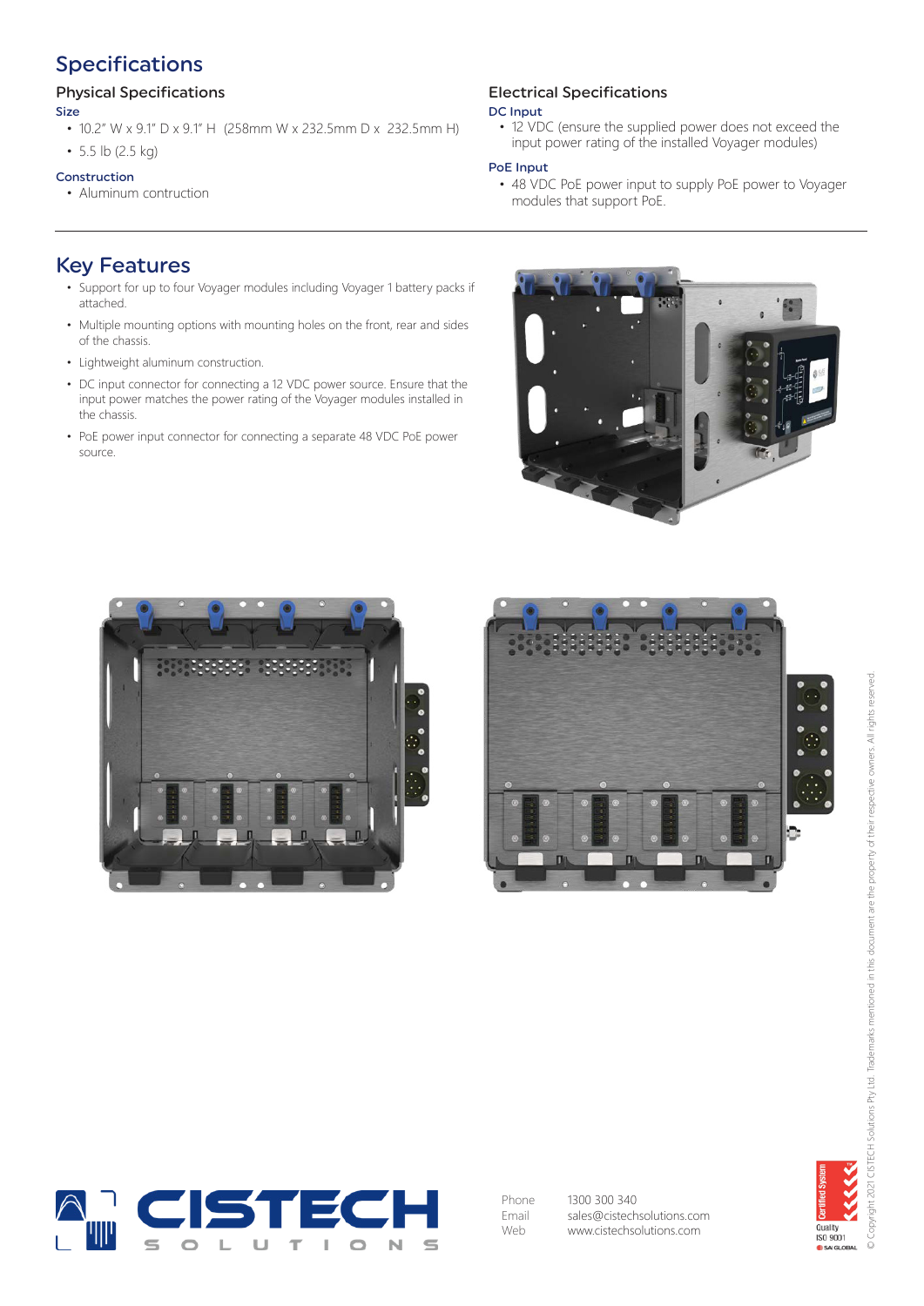# Specifications

## Physical Specifications

### Size

- 10.2" W x 9.1" D x 9.1" H (258mm W x 232.5mm D x 232.5mm H)
- 5.5 lb (2.5 kg)

### Construction

- Aluminum contruction

## Electrical Specifications

### DC Input

- 12 VDC (ensure the supplied power does not exceed the input power rating of the installed Voyager modules)

### PoE Input

- 48 VDC PoE power input to supply PoE power to Voyager modules that support PoE.

# Key Features

- Support for up to four Voyager modules including Voyager 1 battery packs if attached.
- Multiple mounting options with mounting holes on the front, rear and sides of the chassis.
- Lightweight aluminum construction.
- DC input connector for connecting a 12 VDC power source. Ensure that the input power matches the power rating of the Voyager modules installed in the chassis.
- PoE power input connector for connecting a separate 48 VDC PoE power source.

CISTECH SOLUTIONS

Phone 1300 300 340
Email sales@cistechsolutions.com
Web www.cistechsolutions.com

Certified System Quality ISO 9001 SAI GLOBAL

© Copyright 2021 CISTECH Solutions Pty Ltd. Trademarks mentioned in this document are the property of their respective owners. All rights reserved.